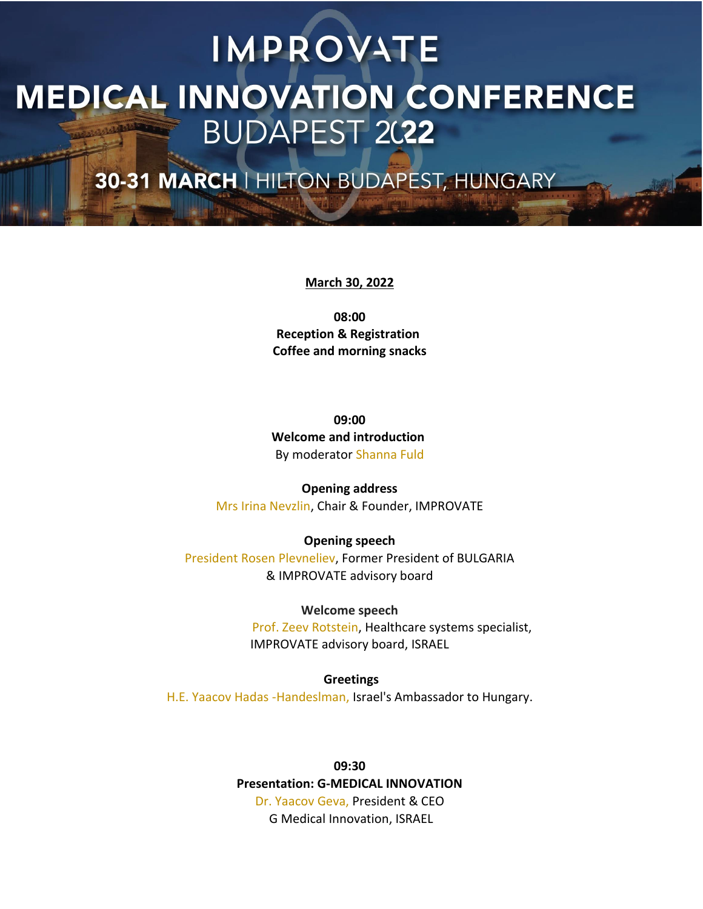# IMPROVATE

# MEDICAL INNOVATION CONFERENCE BUDAPEST 2022

## 30-31 MARCH | HILTON BUDAPEST, HUNGARY

**March 30, 2022**

**08:00**
**Reception & Registration**
**Coffee and morning snacks**

**09:00**
**Welcome and introduction**
By moderator Shanna Fuld

**Opening address**
Mrs Irina Nevzlin, Chair & Founder, IMPROVATE

**Opening speech**
President Rosen Plevneliev, Former President of BULGARIA & IMPROVATE advisory board

**Welcome speech**
Prof. Zeev Rotstein, Healthcare systems specialist, IMPROVATE advisory board, ISRAEL

**Greetings**
H.E. Yaacov Hadas -Handeslman, Israel's Ambassador to Hungary.

**09:30**
**Presentation: G-MEDICAL INNOVATION**
Dr. Yaacov Geva, President & CEO
G Medical Innovation, ISRAEL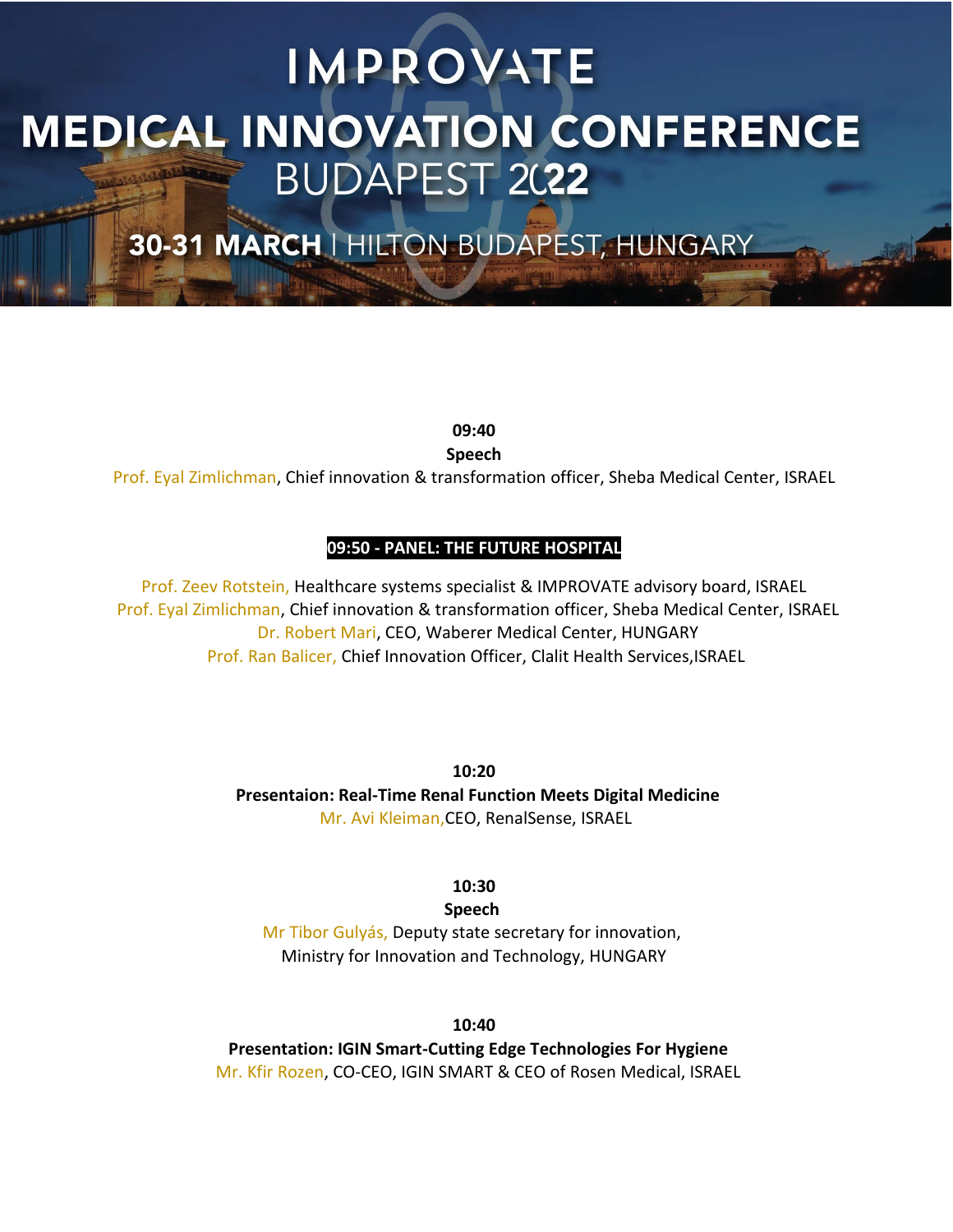# IMPROVATE

# MEDICAL INNOVATION CONFERENCE BUDAPEST 2022

## 30-31 MARCH | HILTON BUDAPEST, HUNGARY

**09:40**

**Speech**

Prof. Eyal Zimlichman, Chief innovation & transformation officer, Sheba Medical Center, ISRAEL

**09:50 - PANEL: THE FUTURE HOSPITAL**

Prof. Zeev Rotstein, Healthcare systems specialist & IMPROVATE advisory board, ISRAEL
Prof. Eyal Zimlichman, Chief innovation & transformation officer, Sheba Medical Center, ISRAEL
Dr. Robert Mari, CEO, Waberer Medical Center, HUNGARY
Prof. Ran Balicer, Chief Innovation Officer, Clalit Health Services,ISRAEL

**10:20**

**Presentaion: Real-Time Renal Function Meets Digital Medicine**

Mr. Avi Kleiman,CEO, RenalSense, ISRAEL

**10:30**

**Speech**

Mr Tibor Gulyás, Deputy state secretary for innovation,
Ministry for Innovation and Technology, HUNGARY

**10:40**

**Presentation: IGIN Smart-Cutting Edge Technologies For Hygiene**

Mr. Kfir Rozen, CO-CEO, IGIN SMART & CEO of Rosen Medical, ISRAEL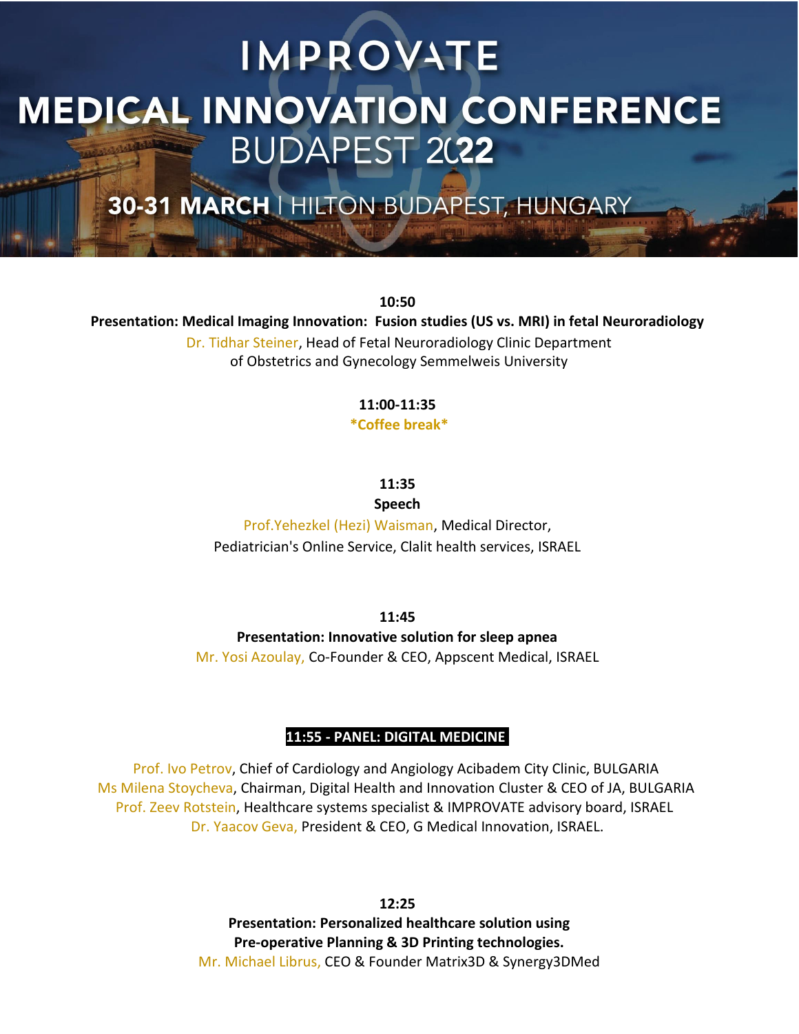# IMPROVATE

# MEDICAL INNOVATION CONFERENCE BUDAPEST 2022

## 30-31 MARCH | HILTON BUDAPEST, HUNGARY

**10:50**

**Presentation: Medical Imaging Innovation: Fusion studies (US vs. MRI) in fetal Neuroradiology**

Dr. Tidhar Steiner, Head of Fetal Neuroradiology Clinic Department of Obstetrics and Gynecology Semmelweis University

**11:00-11:35**

***Coffee break***

**11:35**

**Speech**

Prof.Yehezkel (Hezi) Waisman, Medical Director, Pediatrician's Online Service, Clalit health services, ISRAEL

**11:45**

**Presentation: Innovative solution for sleep apnea**

Mr. Yosi Azoulay, Co-Founder & CEO, Appscent Medical, ISRAEL

**11:55 - PANEL: DIGITAL MEDICINE**

Prof. Ivo Petrov, Chief of Cardiology and Angiology Acibadem City Clinic, BULGARIA
Ms Milena Stoycheva, Chairman, Digital Health and Innovation Cluster & CEO of JA, BULGARIA
Prof. Zeev Rotstein, Healthcare systems specialist & IMPROVATE advisory board, ISRAEL
Dr. Yaacov Geva, President & CEO, G Medical Innovation, ISRAEL.

**12:25**

**Presentation: Personalized healthcare solution using Pre-operative Planning & 3D Printing technologies.**

Mr. Michael Librus, CEO & Founder Matrix3D & Synergy3DMed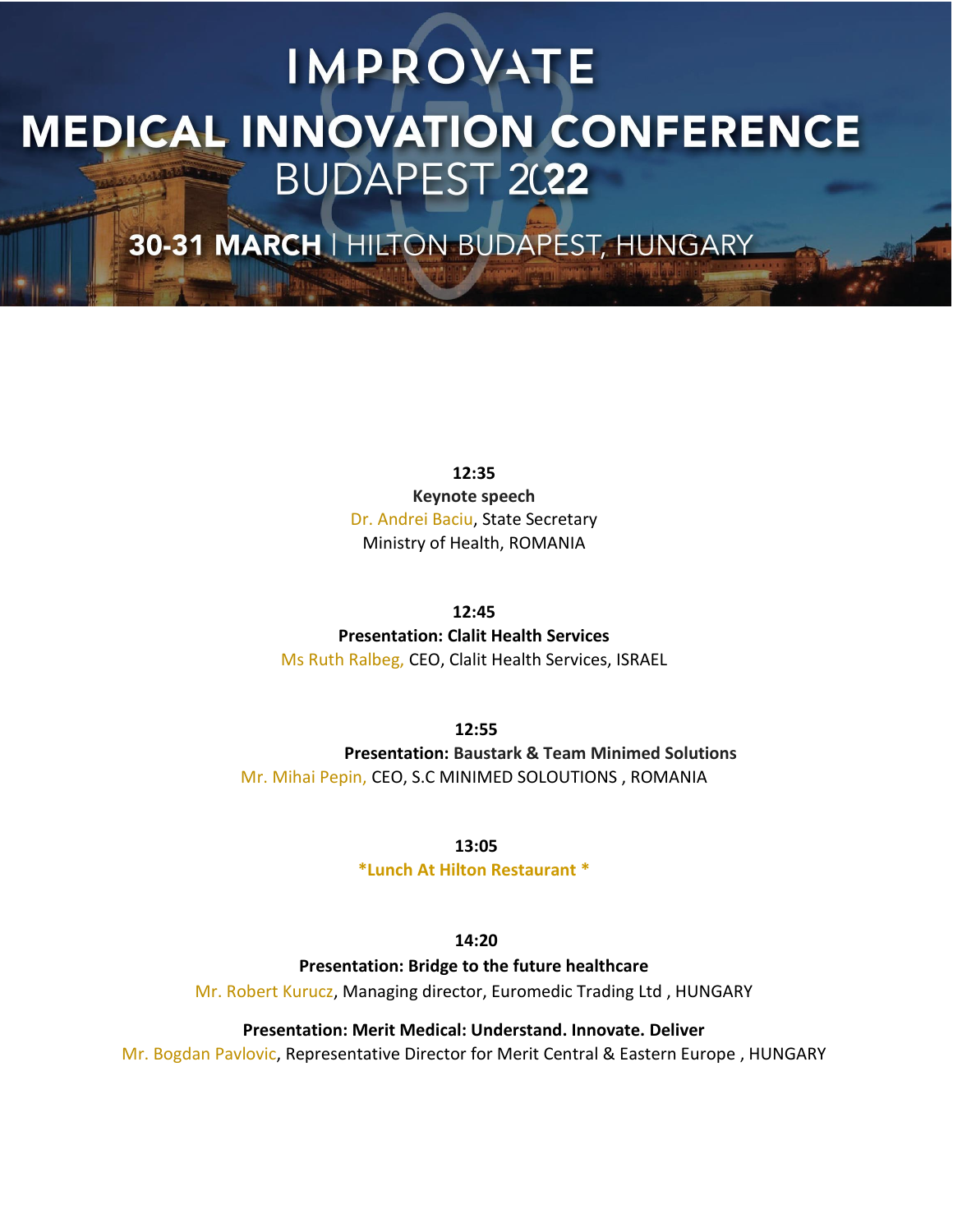# IMPROVATE

# MEDICAL INNOVATION CONFERENCE

## BUDAPEST 2022

**30-31 MARCH** | HILTON BUDAPEST, HUNGARY

**12:35**

**Keynote speech**

Dr. Andrei Baciu, State Secretary

Ministry of Health, ROMANIA

**12:45**

**Presentation: Clalit Health Services**

Ms Ruth Ralbeg, CEO, Clalit Health Services, ISRAEL

**12:55**

**Presentation: Baustark & Team Minimed Solutions**

Mr. Mihai Pepin, CEO, S.C MINIMED SOLOUTIONS , ROMANIA

**13:05**

***Lunch At Hilton Restaurant ***

**14:20**

**Presentation: Bridge to the future healthcare**

Mr. Robert Kurucz, Managing director, Euromedic Trading Ltd , HUNGARY

**Presentation: Merit Medical: Understand. Innovate. Deliver**

Mr. Bogdan Pavlovic, Representative Director for Merit Central & Eastern Europe , HUNGARY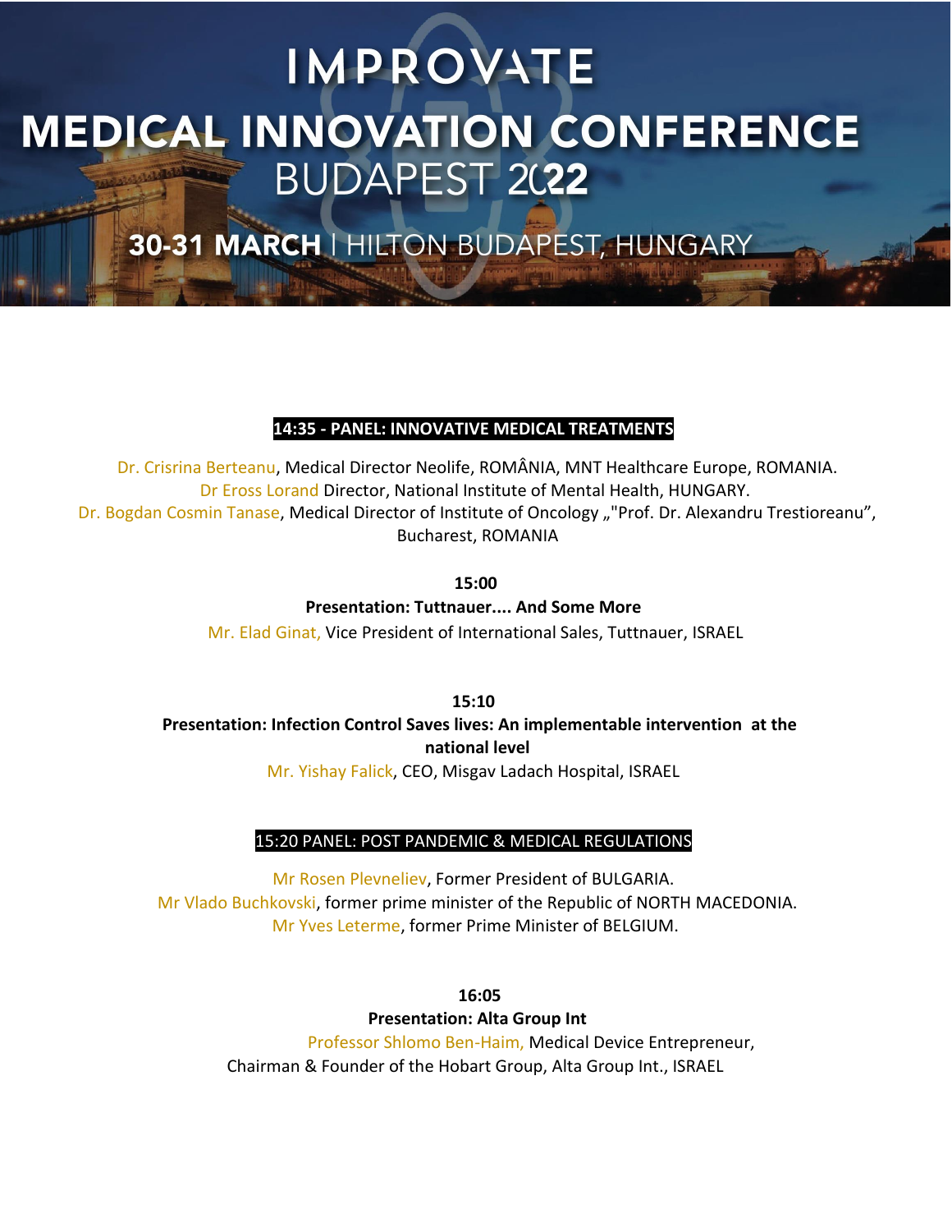# IMPROVATE

# MEDICAL INNOVATION CONFERENCE BUDAPEST 2022

**30-31 MARCH** | HILTON BUDAPEST, HUNGARY

### 14:35 - PANEL: INNOVATIVE MEDICAL TREATMENTS

Dr. Crisrina Berteanu, Medical Director Neolife, ROMÂNIA, MNT Healthcare Europe, ROMANIA.
Dr Eross Lorand Director, National Institute of Mental Health, HUNGARY.
Dr. Bogdan Cosmin Tanase, Medical Director of Institute of Oncology „"Prof. Dr. Alexandru Trestioreanu", Bucharest, ROMANIA

**15:00**

**Presentation: Tuttnauer.... And Some More**

Mr. Elad Ginat, Vice President of International Sales, Tuttnauer, ISRAEL

**15:10**

**Presentation: Infection Control Saves lives: An implementable intervention at the national level**

Mr. Yishay Falick, CEO, Misgav Ladach Hospital, ISRAEL

### 15:20 PANEL: POST PANDEMIC & MEDICAL REGULATIONS

Mr Rosen Plevneliev, Former President of BULGARIA.
Mr Vlado Buchkovski, former prime minister of the Republic of NORTH MACEDONIA.
Mr Yves Leterme, former Prime Minister of BELGIUM.

**16:05**

**Presentation: Alta Group Int**

Professor Shlomo Ben-Haim, Medical Device Entrepreneur, Chairman & Founder of the Hobart Group, Alta Group Int., ISRAEL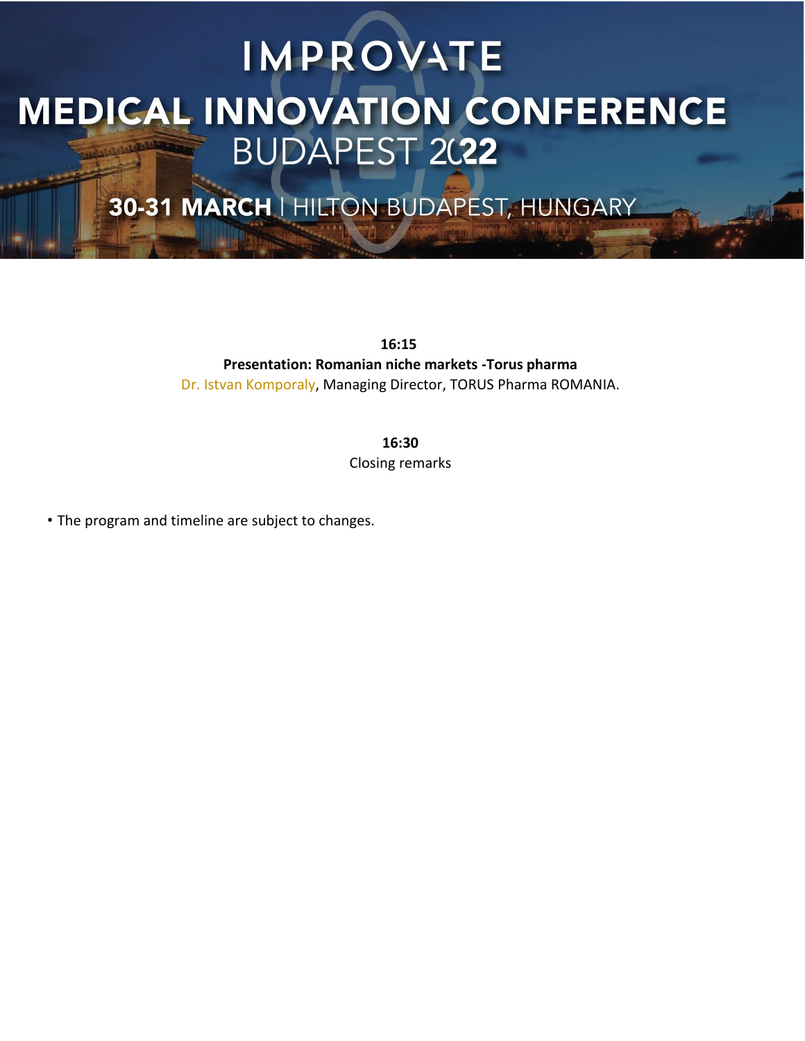# IMPROVATE

## MEDICAL INNOVATION CONFERENCE BUDAPEST 2022

**30-31 MARCH** | HILTON BUDAPEST, HUNGARY

**16:15**

**Presentation: Romanian niche markets -Torus pharma**

Dr. Istvan Komporaly, Managing Director, TORUS Pharma ROMANIA.

**16:30**

Closing remarks

- The program and timeline are subject to changes.